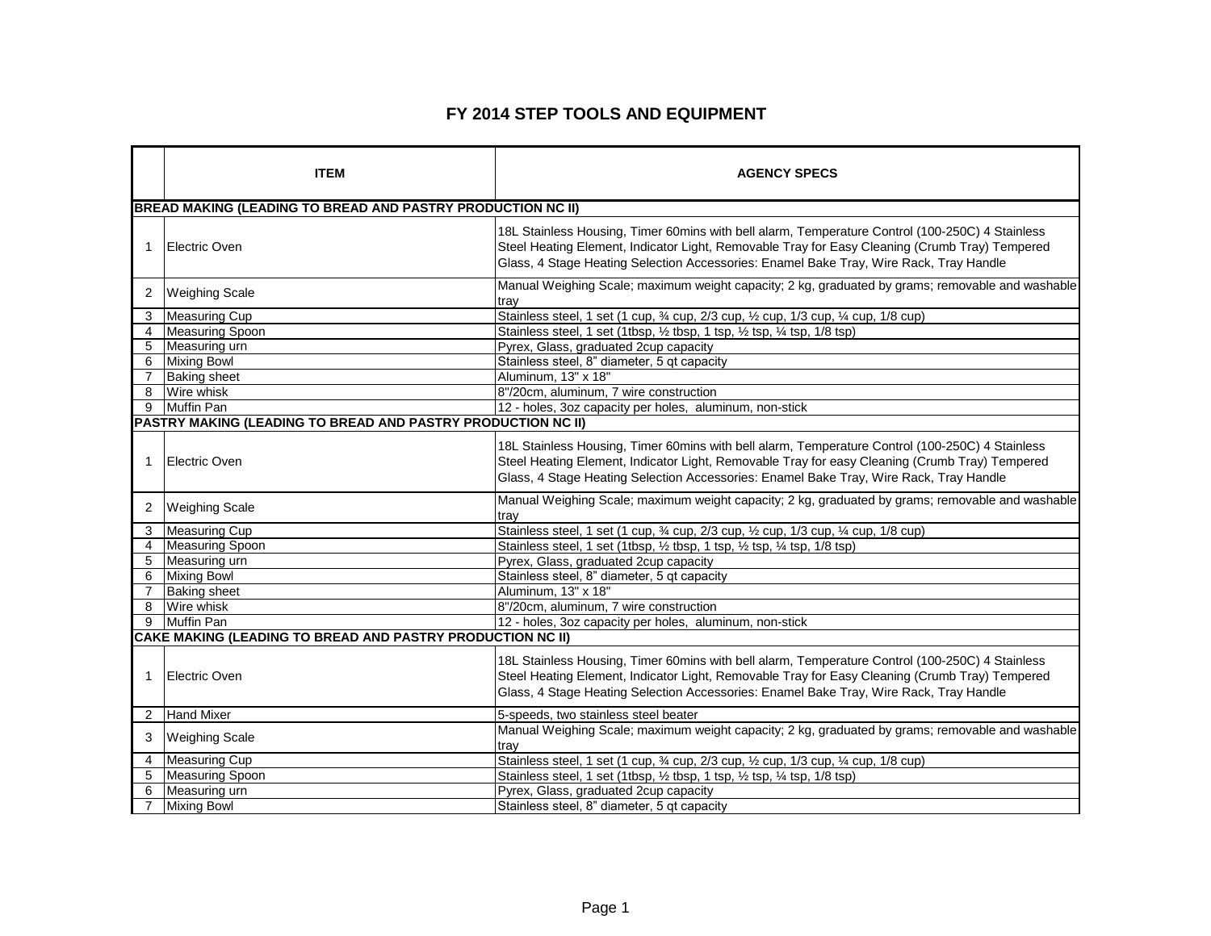# FY 2014 STEP TOOLS AND EQUIPMENT

| | ITEM | AGENCY SPECS |
|---|---|---|
| **BREAD MAKING (LEADING TO BREAD AND PASTRY PRODUCTION NC II)** | | |
| 1 | Electric Oven | 18L Stainless Housing, Timer 60mins with bell alarm, Temperature Control (100-250C) 4 Stainless Steel Heating Element, Indicator Light, Removable Tray for Easy Cleaning (Crumb Tray) Tempered Glass, 4 Stage Heating Selection Accessories: Enamel Bake Tray, Wire Rack, Tray Handle |
| 2 | Weighing Scale | Manual Weighing Scale; maximum weight capacity; 2 kg, graduated by grams; removable and washable tray |
| 3 | Measuring Cup | Stainless steel, 1 set (1 cup, ¾ cup, 2/3 cup, ½ cup, 1/3 cup, ¼ cup, 1/8 cup) |
| 4 | Measuring Spoon | Stainless steel, 1 set (1tbsp, ½ tbsp, 1 tsp, ½ tsp, ¼ tsp, 1/8 tsp) |
| 5 | Measuring urn | Pyrex, Glass, graduated 2cup capacity |
| 6 | Mixing Bowl | Stainless steel, 8" diameter, 5 qt capacity |
| 7 | Baking sheet | Aluminum, 13" x 18" |
| 8 | Wire whisk | 8"/20cm, aluminum, 7 wire construction |
| 9 | Muffin Pan | 12 - holes, 3oz capacity per holes, aluminum, non-stick |
| **PASTRY MAKING (LEADING TO BREAD AND PASTRY PRODUCTION NC II)** | | |
| 1 | Electric Oven | 18L Stainless Housing, Timer 60mins with bell alarm, Temperature Control (100-250C) 4 Stainless Steel Heating Element, Indicator Light, Removable Tray for easy Cleaning (Crumb Tray) Tempered Glass, 4 Stage Heating Selection Accessories: Enamel Bake Tray, Wire Rack, Tray Handle |
| 2 | Weighing Scale | Manual Weighing Scale; maximum weight capacity; 2 kg, graduated by grams; removable and washable tray |
| 3 | Measuring Cup | Stainless steel, 1 set (1 cup, ¾ cup, 2/3 cup, ½ cup, 1/3 cup, ¼ cup, 1/8 cup) |
| 4 | Measuring Spoon | Stainless steel, 1 set (1tbsp, ½ tbsp, 1 tsp, ½ tsp, ¼ tsp, 1/8 tsp) |
| 5 | Measuring urn | Pyrex, Glass, graduated 2cup capacity |
| 6 | Mixing Bowl | Stainless steel, 8" diameter, 5 qt capacity |
| 7 | Baking sheet | Aluminum, 13" x 18" |
| 8 | Wire whisk | 8"/20cm, aluminum, 7 wire construction |
| 9 | Muffin Pan | 12 - holes, 3oz capacity per holes, aluminum, non-stick |
| **CAKE MAKING (LEADING TO BREAD AND PASTRY PRODUCTION NC II)** | | |
| 1 | Electric Oven | 18L Stainless Housing, Timer 60mins with bell alarm, Temperature Control (100-250C) 4 Stainless Steel Heating Element, Indicator Light, Removable Tray for Easy Cleaning (Crumb Tray) Tempered Glass, 4 Stage Heating Selection Accessories: Enamel Bake Tray, Wire Rack, Tray Handle |
| 2 | Hand Mixer | 5-speeds, two stainless steel beater |
| 3 | Weighing Scale | Manual Weighing Scale; maximum weight capacity; 2 kg, graduated by grams; removable and washable tray |
| 4 | Measuring Cup | Stainless steel, 1 set (1 cup, ¾ cup, 2/3 cup, ½ cup, 1/3 cup, ¼ cup, 1/8 cup) |
| 5 | Measuring Spoon | Stainless steel, 1 set (1tbsp, ½ tbsp, 1 tsp, ½ tsp, ¼ tsp, 1/8 tsp) |
| 6 | Measuring urn | Pyrex, Glass, graduated 2cup capacity |
| 7 | Mixing Bowl | Stainless steel, 8" diameter, 5 qt capacity |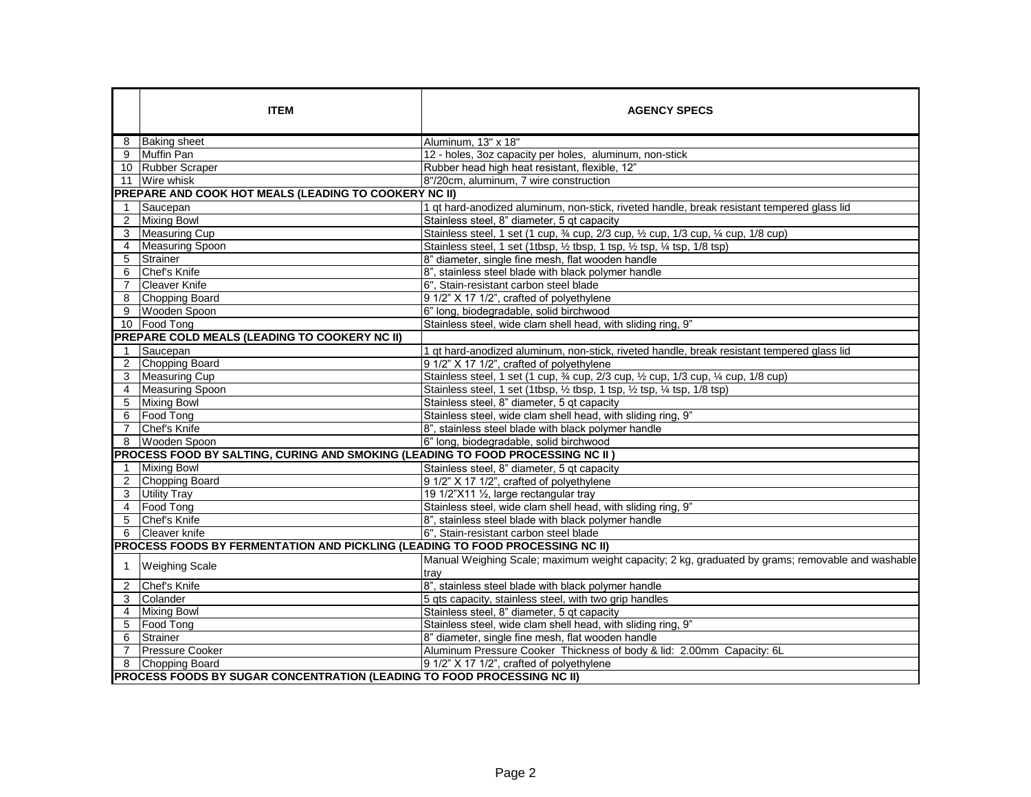|  | ITEM | AGENCY SPECS |
|---|---|---|
| 8 | Baking sheet | Aluminum, 13" x 18" |
| 9 | Muffin Pan | 12 - holes, 3oz capacity per holes, aluminum, non-stick |
| 10 | Rubber Scraper | Rubber head high heat resistant, flexible, 12" |
| 11 | Wire whisk | 8"/20cm, aluminum, 7 wire construction |
| **PREPARE AND COOK HOT MEALS (LEADING TO COOKERY NC II)** | | |
| 1 | Saucepan | 1 qt hard-anodized aluminum, non-stick, riveted handle, break resistant tempered glass lid |
| 2 | Mixing Bowl | Stainless steel, 8" diameter, 5 qt capacity |
| 3 | Measuring Cup | Stainless steel, 1 set (1 cup, ¾ cup, 2/3 cup, ½ cup, 1/3 cup, ¼ cup, 1/8 cup) |
| 4 | Measuring Spoon | Stainless steel, 1 set (1tbsp, ½ tbsp, 1 tsp, ½ tsp, ¼ tsp, 1/8 tsp) |
| 5 | Strainer | 8" diameter, single fine mesh, flat wooden handle |
| 6 | Chef's Knife | 8", stainless steel blade with black polymer handle |
| 7 | Cleaver Knife | 6", Stain-resistant carbon steel blade |
| 8 | Chopping Board | 9 1/2" X 17 1/2", crafted of polyethylene |
| 9 | Wooden Spoon | 6" long, biodegradable, solid birchwood |
| 10 | Food Tong | Stainless steel, wide clam shell head, with sliding ring, 9" |
| **PREPARE COLD MEALS (LEADING TO COOKERY NC II)** | | |
| 1 | Saucepan | 1 qt hard-anodized aluminum, non-stick, riveted handle, break resistant tempered glass lid |
| 2 | Chopping Board | 9 1/2" X 17 1/2", crafted of polyethylene |
| 3 | Measuring Cup | Stainless steel, 1 set (1 cup, ¾ cup, 2/3 cup, ½ cup, 1/3 cup, ¼ cup, 1/8 cup) |
| 4 | Measuring Spoon | Stainless steel, 1 set (1tbsp, ½ tbsp, 1 tsp, ½ tsp, ¼ tsp, 1/8 tsp) |
| 5 | Mixing Bowl | Stainless steel, 8" diameter, 5 qt capacity |
| 6 | Food Tong | Stainless steel, wide clam shell head, with sliding ring, 9" |
| 7 | Chef's Knife | 8", stainless steel blade with black polymer handle |
| 8 | Wooden Spoon | 6" long, biodegradable, solid birchwood |
| **PROCESS FOOD BY SALTING, CURING AND SMOKING (LEADING TO FOOD PROCESSING NC II )** | | |
| 1 | Mixing Bowl | Stainless steel, 8" diameter, 5 qt capacity |
| 2 | Chopping Board | 9 1/2" X 17 1/2", crafted of polyethylene |
| 3 | Utility Tray | 19 1/2"X11 ½, large rectangular tray |
| 4 | Food Tong | Stainless steel, wide clam shell head, with sliding ring, 9" |
| 5 | Chef's Knife | 8", stainless steel blade with black polymer handle |
| 6 | Cleaver knife | 6", Stain-resistant carbon steel blade |
| **PROCESS FOODS BY FERMENTATION AND PICKLING (LEADING TO FOOD PROCESSING NC II)** | | |
| 1 | Weighing Scale | Manual Weighing Scale; maximum weight capacity; 2 kg, graduated by grams; removable and washable tray |
| 2 | Chef's Knife | 8", stainless steel blade with black polymer handle |
| 3 | Colander | 5 qts capacity, stainless steel, with two grip handles |
| 4 | Mixing Bowl | Stainless steel, 8" diameter, 5 qt capacity |
| 5 | Food Tong | Stainless steel, wide clam shell head, with sliding ring, 9" |
| 6 | Strainer | 8" diameter, single fine mesh, flat wooden handle |
| 7 | Pressure Cooker | Aluminum Pressure Cooker Thickness of body & lid: 2.00mm Capacity: 6L |
| 8 | Chopping Board | 9 1/2" X 17 1/2", crafted of polyethylene |
| **PROCESS FOODS BY SUGAR CONCENTRATION (LEADING TO FOOD PROCESSING NC II)** | | |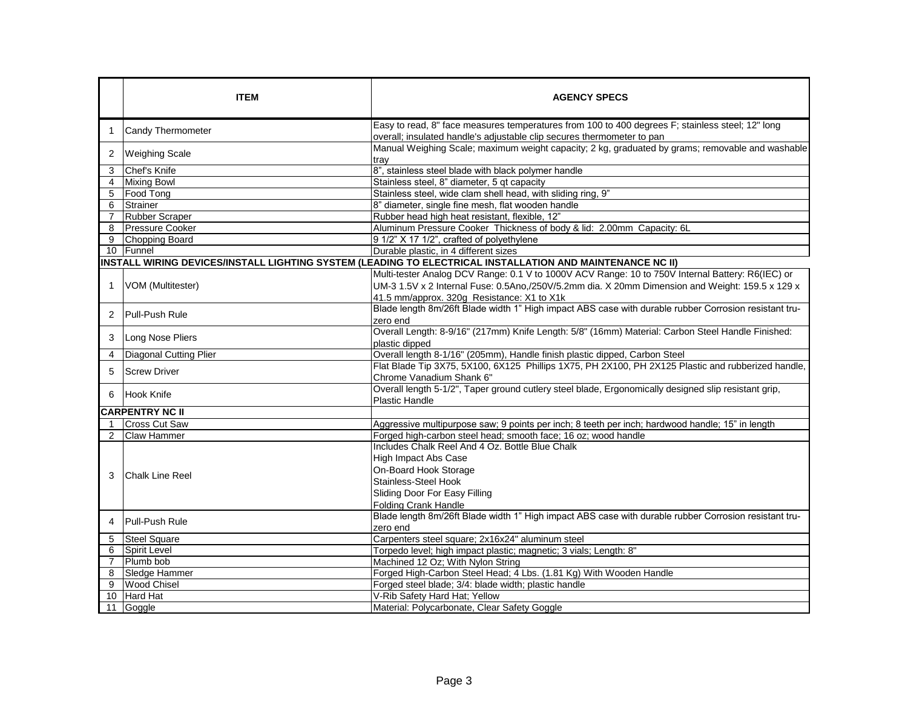|  | ITEM | AGENCY SPECS |
|---|---|---|
| 1 | Candy Thermometer | Easy to read, 8" face measures temperatures from 100 to 400 degrees F; stainless steel; 12" long overall; insulated handle's adjustable clip secures thermometer to pan |
| 2 | Weighing Scale | Manual Weighing Scale; maximum weight capacity; 2 kg, graduated by grams; removable and washable tray |
| 3 | Chef's Knife | 8", stainless steel blade with black polymer handle |
| 4 | Mixing Bowl | Stainless steel, 8" diameter, 5 qt capacity |
| 5 | Food Tong | Stainless steel, wide clam shell head, with sliding ring, 9" |
| 6 | Strainer | 8" diameter, single fine mesh, flat wooden handle |
| 7 | Rubber Scraper | Rubber head high heat resistant, flexible, 12" |
| 8 | Pressure Cooker | Aluminum Pressure Cooker Thickness of body & lid: 2.00mm Capacity: 6L |
| 9 | Chopping Board | 9 1/2" X 17 1/2", crafted of polyethylene |
| 10 | Funnel | Durable plastic, in 4 different sizes |
| **INSTALL WIRING DEVICES/INSTALL LIGHTING SYSTEM (LEADING TO ELECTRICAL INSTALLATION AND MAINTENANCE NC II)** | | |
| 1 | VOM (Multitester) | Multi-tester Analog DCV Range: 0.1 V to 1000V ACV Range: 10 to 750V Internal Battery: R6(IEC) or UM-3 1.5V x 2 Internal Fuse: 0.5Ano,/250V/5.2mm dia. X 20mm Dimension and Weight: 159.5 x 129 x 41.5 mm/approx. 320g Resistance: X1 to X1k |
| 2 | Pull-Push Rule | Blade length 8m/26ft Blade width 1" High impact ABS case with durable rubber Corrosion resistant tru-zero end |
| 3 | Long Nose Pliers | Overall Length: 8-9/16" (217mm) Knife Length: 5/8" (16mm) Material: Carbon Steel Handle Finished: plastic dipped |
| 4 | Diagonal Cutting Plier | Overall length 8-1/16" (205mm), Handle finish plastic dipped, Carbon Steel |
| 5 | Screw Driver | Flat Blade Tip 3X75, 5X100, 6X125 Phillips 1X75, PH 2X100, PH 2X125 Plastic and rubberized handle, Chrome Vanadium Shank 6" |
| 6 | Hook Knife | Overall length 5-1/2", Taper ground cutlery steel blade, Ergonomically designed slip resistant grip, Plastic Handle |
| **CARPENTRY NC II** | | |
| 1 | Cross Cut Saw | Aggressive multipurpose saw; 9 points per inch; 8 teeth per inch; hardwood handle; 15" in length |
| 2 | Claw Hammer | Forged high-carbon steel head; smooth face; 16 oz; wood handle |
| 3 | Chalk Line Reel | Includes Chalk Reel And 4 Oz. Bottle Blue Chalk<br>High Impact Abs Case<br>On-Board Hook Storage<br>Stainless-Steel Hook<br>Sliding Door For Easy Filling<br>Folding Crank Handle |
| 4 | Pull-Push Rule | Blade length 8m/26ft Blade width 1" High impact ABS case with durable rubber Corrosion resistant tru-zero end |
| 5 | Steel Square | Carpenters steel square; 2x16x24" aluminum steel |
| 6 | Spirit Level | Torpedo level; high impact plastic; magnetic; 3 vials; Length: 8" |
| 7 | Plumb bob | Machined 12 Oz; With Nylon String |
| 8 | Sledge Hammer | Forged High-Carbon Steel Head; 4 Lbs. (1.81 Kg) With Wooden Handle |
| 9 | Wood Chisel | Forged steel blade; 3/4: blade width; plastic handle |
| 10 | Hard Hat | V-Rib Safety Hard Hat; Yellow |
| 11 | Goggle | Material: Polycarbonate, Clear Safety Goggle |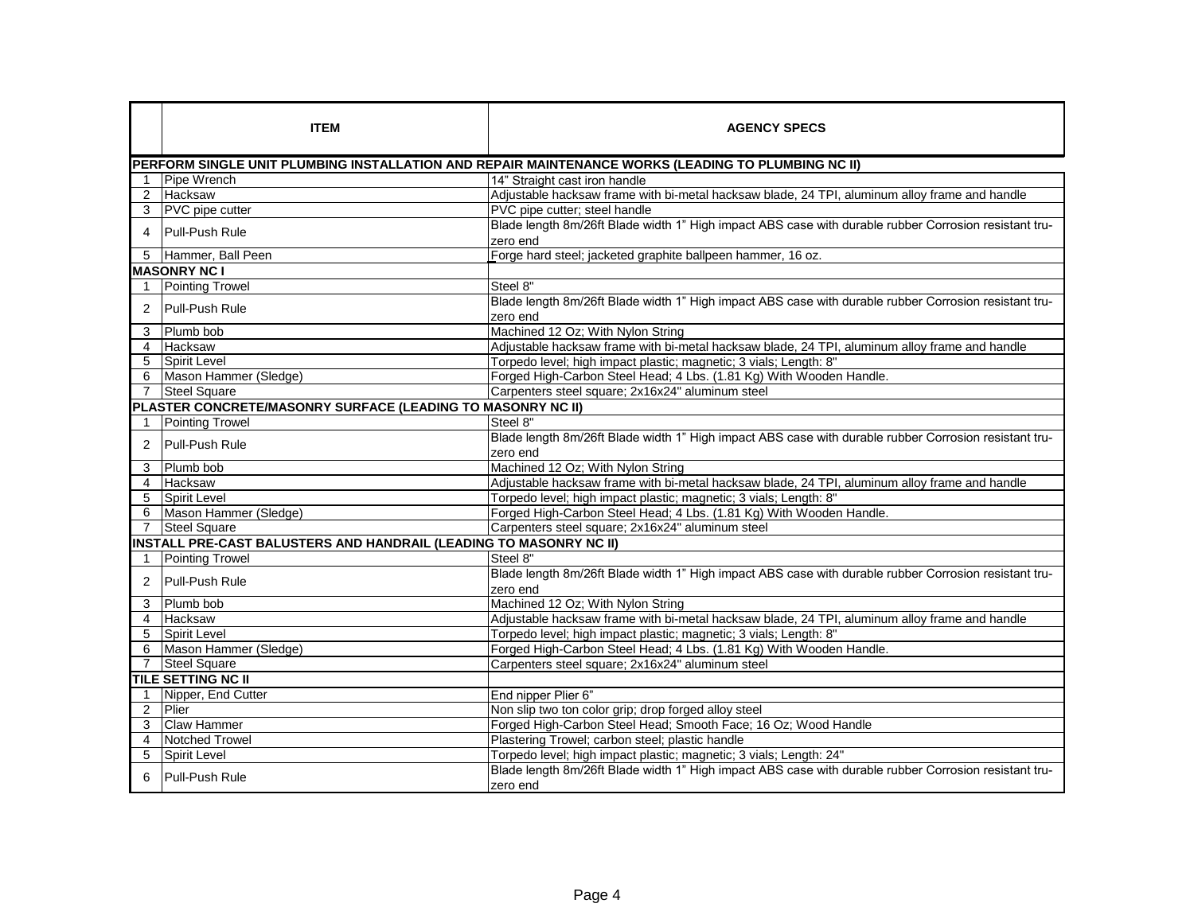| | ITEM | AGENCY SPECS |
|---|---|---|
| **PERFORM SINGLE UNIT PLUMBING INSTALLATION AND REPAIR MAINTENANCE WORKS (LEADING TO PLUMBING NC II)** | | |
| 1 | Pipe Wrench | 14” Straight cast iron handle |
| 2 | Hacksaw | Adjustable hacksaw frame with bi-metal hacksaw blade, 24 TPI, aluminum alloy frame and handle |
| 3 | PVC pipe cutter | PVC pipe cutter; steel handle |
| 4 | Pull-Push Rule | Blade length 8m/26ft Blade width 1” High impact ABS case with durable rubber Corrosion resistant tru-zero end |
| 5 | Hammer, Ball Peen | Forge hard steel; jacketed graphite ballpeen hammer, 16 oz. |
| **MASONRY NC I** | | |
| 1 | Pointing Trowel | Steel 8" |
| 2 | Pull-Push Rule | Blade length 8m/26ft Blade width 1” High impact ABS case with durable rubber Corrosion resistant tru-zero end |
| 3 | Plumb bob | Machined 12 Oz; With Nylon String |
| 4 | Hacksaw | Adjustable hacksaw frame with bi-metal hacksaw blade, 24 TPI, aluminum alloy frame and handle |
| 5 | Spirit Level | Torpedo level; high impact plastic; magnetic; 3 vials; Length: 8" |
| 6 | Mason Hammer (Sledge) | Forged High-Carbon Steel Head; 4 Lbs. (1.81 Kg) With Wooden Handle. |
| 7 | Steel Square | Carpenters steel square; 2x16x24" aluminum steel |
| **PLASTER CONCRETE/MASONRY SURFACE (LEADING TO MASONRY NC II)** | | |
| 1 | Pointing Trowel | Steel 8" |
| 2 | Pull-Push Rule | Blade length 8m/26ft Blade width 1” High impact ABS case with durable rubber Corrosion resistant tru-zero end |
| 3 | Plumb bob | Machined 12 Oz; With Nylon String |
| 4 | Hacksaw | Adjustable hacksaw frame with bi-metal hacksaw blade, 24 TPI, aluminum alloy frame and handle |
| 5 | Spirit Level | Torpedo level; high impact plastic; magnetic; 3 vials; Length: 8" |
| 6 | Mason Hammer (Sledge) | Forged High-Carbon Steel Head; 4 Lbs. (1.81 Kg) With Wooden Handle. |
| 7 | Steel Square | Carpenters steel square; 2x16x24" aluminum steel |
| **INSTALL PRE-CAST BALUSTERS AND HANDRAIL (LEADING TO MASONRY NC II)** | | |
| 1 | Pointing Trowel | Steel 8" |
| 2 | Pull-Push Rule | Blade length 8m/26ft Blade width 1” High impact ABS case with durable rubber Corrosion resistant tru-zero end |
| 3 | Plumb bob | Machined 12 Oz; With Nylon String |
| 4 | Hacksaw | Adjustable hacksaw frame with bi-metal hacksaw blade, 24 TPI, aluminum alloy frame and handle |
| 5 | Spirit Level | Torpedo level; high impact plastic; magnetic; 3 vials; Length: 8" |
| 6 | Mason Hammer (Sledge) | Forged High-Carbon Steel Head; 4 Lbs. (1.81 Kg) With Wooden Handle. |
| 7 | Steel Square | Carpenters steel square; 2x16x24" aluminum steel |
| **TILE SETTING NC II** | | |
| 1 | Nipper, End Cutter | End nipper Plier 6” |
| 2 | Plier | Non slip two ton color grip; drop forged alloy steel |
| 3 | Claw Hammer | Forged High-Carbon Steel Head; Smooth Face; 16 Oz; Wood Handle |
| 4 | Notched Trowel | Plastering Trowel; carbon steel; plastic handle |
| 5 | Spirit Level | Torpedo level; high impact plastic; magnetic; 3 vials; Length: 24" |
| 6 | Pull-Push Rule | Blade length 8m/26ft Blade width 1” High impact ABS case with durable rubber Corrosion resistant tru-zero end |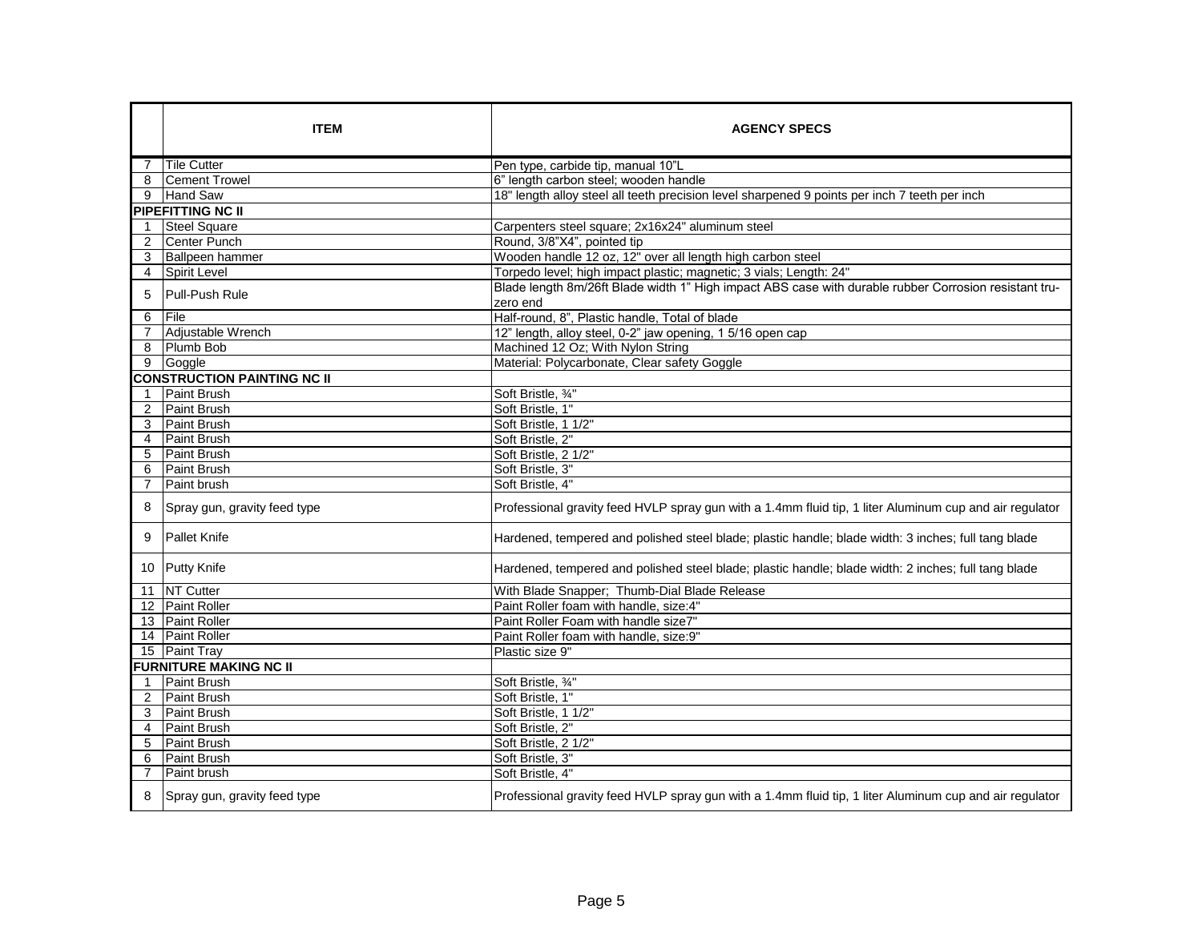|  | ITEM | AGENCY SPECS |
|---|---|---|
| 7 | Tile Cutter | Pen type, carbide tip, manual 10"L |
| 8 | Cement Trowel | 6" length carbon steel; wooden handle |
| 9 | Hand Saw | 18" length alloy steel all teeth precision level sharpened 9 points per inch 7 teeth per inch |
| **PIPEFITTING NC II** | | |
| 1 | Steel Square | Carpenters steel square; 2x16x24" aluminum steel |
| 2 | Center Punch | Round, 3/8"X4", pointed tip |
| 3 | Ballpeen hammer | Wooden handle 12 oz, 12" over all length high carbon steel |
| 4 | Spirit Level | Torpedo level; high impact plastic; magnetic; 3 vials; Length: 24" |
| 5 | Pull-Push Rule | Blade length 8m/26ft Blade width 1" High impact ABS case with durable rubber Corrosion resistant tru-zero end |
| 6 | File | Half-round, 8", Plastic handle, Total of blade |
| 7 | Adjustable Wrench | 12" length, alloy steel, 0-2" jaw opening, 1 5/16 open cap |
| 8 | Plumb Bob | Machined 12 Oz; With Nylon String |
| 9 | Goggle | Material: Polycarbonate, Clear safety Goggle |
| **CONSTRUCTION PAINTING NC II** | | |
| 1 | Paint Brush | Soft Bristle, ¾" |
| 2 | Paint Brush | Soft Bristle, 1" |
| 3 | Paint Brush | Soft Bristle, 1 1/2" |
| 4 | Paint Brush | Soft Bristle, 2" |
| 5 | Paint Brush | Soft Bristle, 2 1/2" |
| 6 | Paint Brush | Soft Bristle, 3" |
| 7 | Paint brush | Soft Bristle, 4" |
| 8 | Spray gun, gravity feed type | Professional gravity feed HVLP spray gun with a 1.4mm fluid tip, 1 liter Aluminum cup and air regulator |
| 9 | Pallet Knife | Hardened, tempered and polished steel blade; plastic handle; blade width: 3 inches; full tang blade |
| 10 | Putty Knife | Hardened, tempered and polished steel blade; plastic handle; blade width: 2 inches; full tang blade |
| 11 | NT Cutter | With Blade Snapper; Thumb-Dial Blade Release |
| 12 | Paint Roller | Paint Roller foam with handle, size:4" |
| 13 | Paint Roller | Paint Roller Foam with handle size7" |
| 14 | Paint Roller | Paint Roller foam with handle, size:9" |
| 15 | Paint Tray | Plastic size 9" |
| **FURNITURE MAKING NC II** | | |
| 1 | Paint Brush | Soft Bristle, ¾" |
| 2 | Paint Brush | Soft Bristle, 1" |
| 3 | Paint Brush | Soft Bristle, 1 1/2" |
| 4 | Paint Brush | Soft Bristle, 2" |
| 5 | Paint Brush | Soft Bristle, 2 1/2" |
| 6 | Paint Brush | Soft Bristle, 3" |
| 7 | Paint brush | Soft Bristle, 4" |
| 8 | Spray gun, gravity feed type | Professional gravity feed HVLP spray gun with a 1.4mm fluid tip, 1 liter Aluminum cup and air regulator |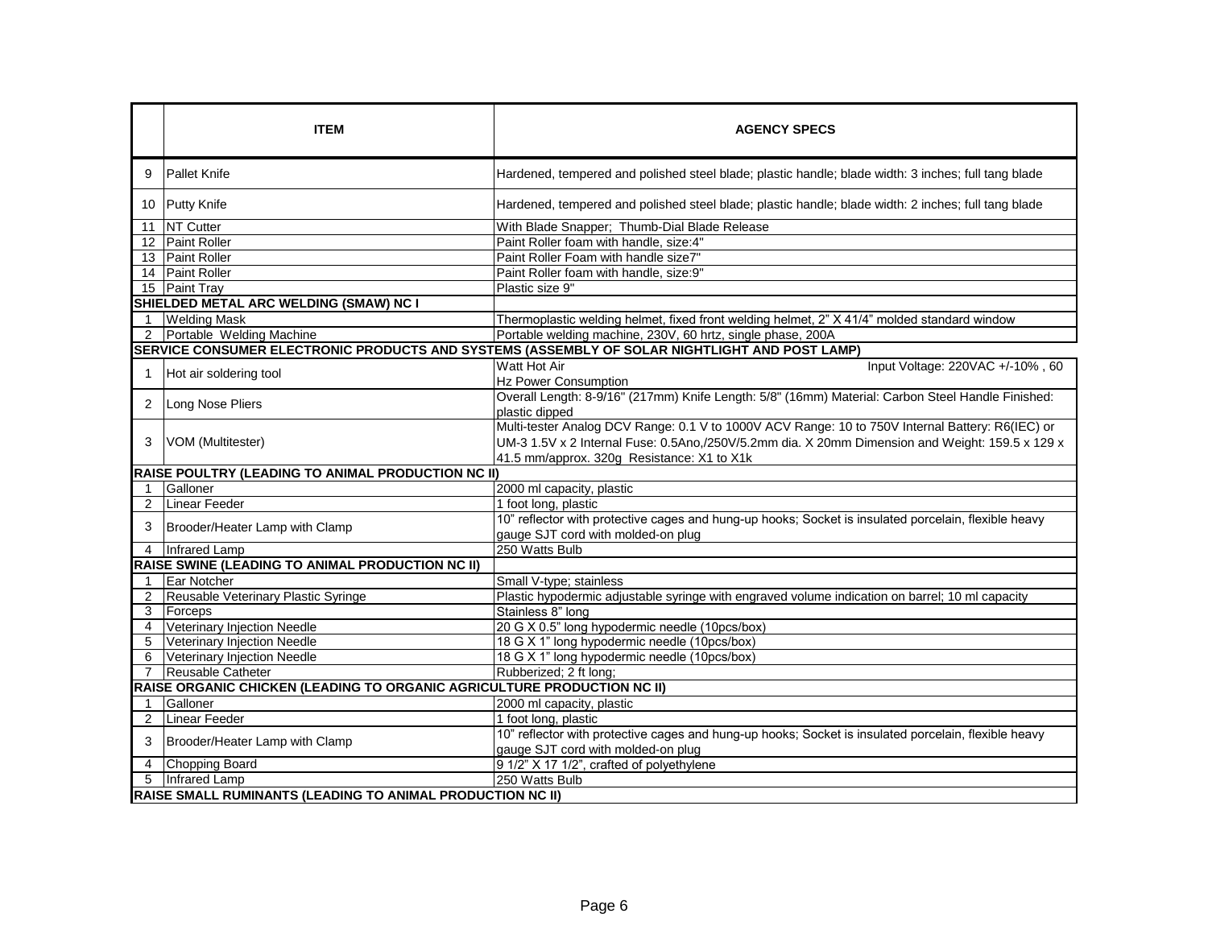|  | ITEM | AGENCY SPECS |
|---|---|---|
| 9 | Pallet Knife | Hardened, tempered and polished steel blade; plastic handle; blade width: 3 inches; full tang blade |
| 10 | Putty Knife | Hardened, tempered and polished steel blade; plastic handle; blade width: 2 inches; full tang blade |
| 11 | NT Cutter | With Blade Snapper; Thumb-Dial Blade Release |
| 12 | Paint Roller | Paint Roller foam with handle, size:4" |
| 13 | Paint Roller | Paint Roller Foam with handle size7" |
| 14 | Paint Roller | Paint Roller foam with handle, size:9" |
| 15 | Paint Tray | Plastic size 9" |
| **SHIELDED METAL ARC WELDING (SMAW) NC I** | | |
| 1 | Welding Mask | Thermoplastic welding helmet, fixed front welding helmet, 2" X 41/4" molded standard window |
| 2 | Portable Welding Machine | Portable welding machine, 230V, 60 hrtz, single phase, 200A |
| **SERVICE CONSUMER ELECTRONIC PRODUCTS AND SYSTEMS (ASSEMBLY OF SOLAR NIGHTLIGHT AND POST LAMP)** | | |
| 1 | Hot air soldering tool | Watt Hot Air Input Voltage: 220VAC +/-10% , 60 Hz Power Consumption |
| 2 | Long Nose Pliers | Overall Length: 8-9/16" (217mm) Knife Length: 5/8" (16mm) Material: Carbon Steel Handle Finished: plastic dipped |
| 3 | VOM (Multitester) | Multi-tester Analog DCV Range: 0.1 V to 1000V ACV Range: 10 to 750V Internal Battery: R6(IEC) or UM-3 1.5V x 2 Internal Fuse: 0.5Ano,/250V/5.2mm dia. X 20mm Dimension and Weight: 159.5 x 129 x 41.5 mm/approx. 320g Resistance: X1 to X1k |
| **RAISE POULTRY (LEADING TO ANIMAL PRODUCTION NC II)** | | |
| 1 | Galloner | 2000 ml capacity, plastic |
| 2 | Linear Feeder | 1 foot long, plastic |
| 3 | Brooder/Heater Lamp with Clamp | 10" reflector with protective cages and hung-up hooks; Socket is insulated porcelain, flexible heavy gauge SJT cord with molded-on plug |
| 4 | Infrared Lamp | 250 Watts Bulb |
| **RAISE SWINE (LEADING TO ANIMAL PRODUCTION NC II)** | | |
| 1 | Ear Notcher | Small V-type; stainless |
| 2 | Reusable Veterinary Plastic Syringe | Plastic hypodermic adjustable syringe with engraved volume indication on barrel; 10 ml capacity |
| 3 | Forceps | Stainless 8" long |
| 4 | Veterinary Injection Needle | 20 G X 0.5" long hypodermic needle (10pcs/box) |
| 5 | Veterinary Injection Needle | 18 G X 1" long hypodermic needle (10pcs/box) |
| 6 | Veterinary Injection Needle | 18 G X 1" long hypodermic needle (10pcs/box) |
| 7 | Reusable Catheter | Rubberized; 2 ft long; |
| **RAISE ORGANIC CHICKEN (LEADING TO ORGANIC AGRICULTURE PRODUCTION NC II)** | | |
| 1 | Galloner | 2000 ml capacity, plastic |
| 2 | Linear Feeder | 1 foot long, plastic |
| 3 | Brooder/Heater Lamp with Clamp | 10" reflector with protective cages and hung-up hooks; Socket is insulated porcelain, flexible heavy gauge SJT cord with molded-on plug |
| 4 | Chopping Board | 9 1/2" X 17 1/2", crafted of polyethylene |
| 5 | Infrared Lamp | 250 Watts Bulb |
| **RAISE SMALL RUMINANTS (LEADING TO ANIMAL PRODUCTION NC II)** | | |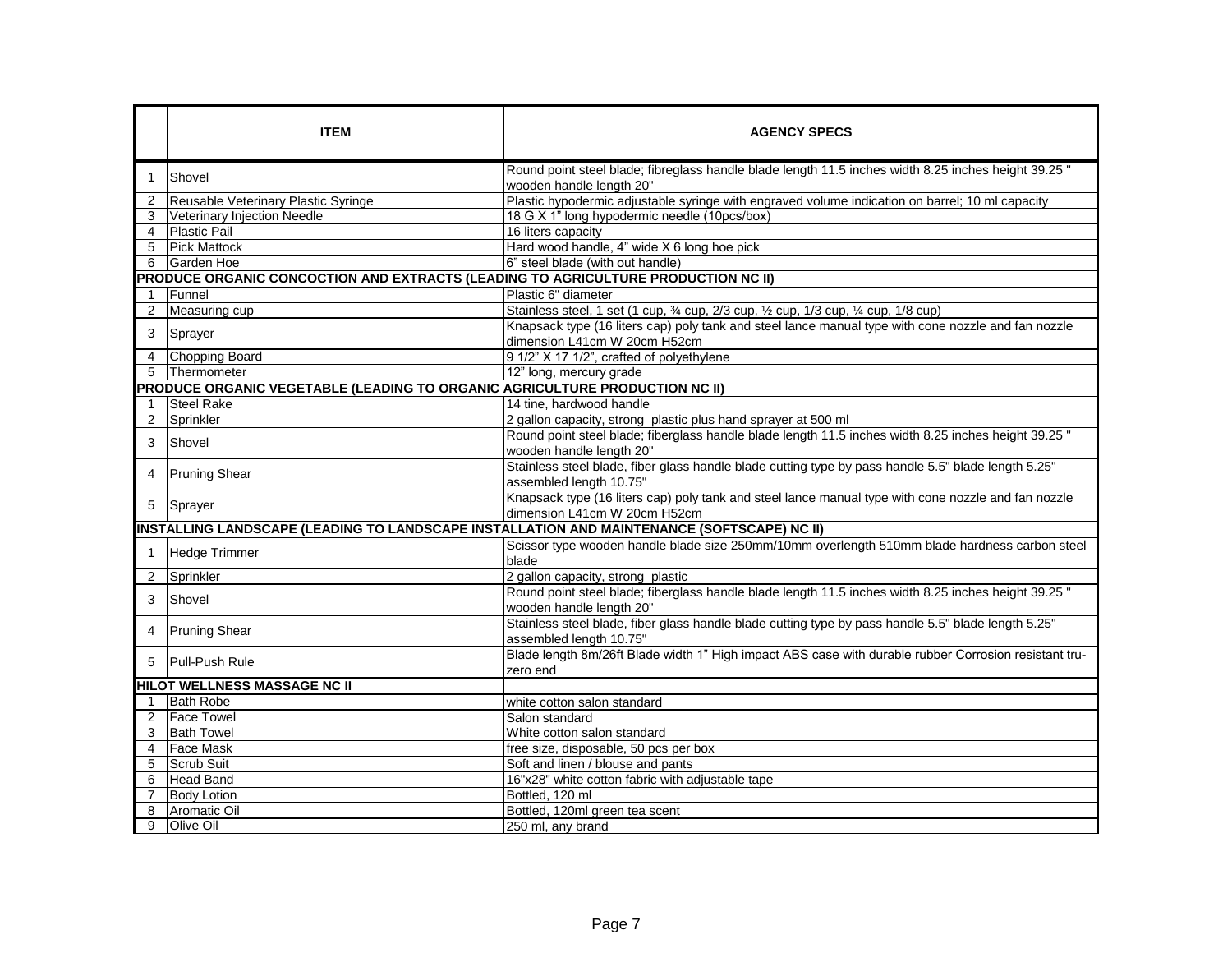| | ITEM | AGENCY SPECS |
|---|---|---|
| 1 | Shovel | Round point steel blade; fibreglass handle blade length 11.5 inches width 8.25 inches height 39.25 " wooden handle length 20" |
| 2 | Reusable Veterinary Plastic Syringe | Plastic hypodermic adjustable syringe with engraved volume indication on barrel; 10 ml capacity |
| 3 | Veterinary Injection Needle | 18 G X 1" long hypodermic needle (10pcs/box) |
| 4 | Plastic Pail | 16 liters capacity |
| 5 | Pick Mattock | Hard wood handle, 4" wide X 6 long hoe pick |
| 6 | Garden Hoe | 6" steel blade (with out handle) |
| **PRODUCE ORGANIC CONCOCTION AND EXTRACTS (LEADING TO AGRICULTURE PRODUCTION NC II)** | | |
| 1 | Funnel | Plastic 6" diameter |
| 2 | Measuring cup | Stainless steel, 1 set (1 cup, ¾ cup, 2/3 cup, ½ cup, 1/3 cup, ¼ cup, 1/8 cup) |
| 3 | Sprayer | Knapsack type (16 liters cap) poly tank and steel lance manual type with cone nozzle and fan nozzle dimension L41cm W 20cm H52cm |
| 4 | Chopping Board | 9 1/2" X 17 1/2", crafted of polyethylene |
| 5 | Thermometer | 12" long, mercury grade |
| **PRODUCE ORGANIC VEGETABLE (LEADING TO ORGANIC AGRICULTURE PRODUCTION NC II)** | | |
| 1 | Steel Rake | 14 tine, hardwood handle |
| 2 | Sprinkler | 2 gallon capacity, strong plastic plus hand sprayer at 500 ml |
| 3 | Shovel | Round point steel blade; fiberglass handle blade length 11.5 inches width 8.25 inches height 39.25 " wooden handle length 20" |
| 4 | Pruning Shear | Stainless steel blade, fiber glass handle blade cutting type by pass handle 5.5" blade length 5.25" assembled length 10.75" |
| 5 | Sprayer | Knapsack type (16 liters cap) poly tank and steel lance manual type with cone nozzle and fan nozzle dimension L41cm W 20cm H52cm |
| **INSTALLING LANDSCAPE (LEADING TO LANDSCAPE INSTALLATION AND MAINTENANCE (SOFTSCAPE) NC II)** | | |
| 1 | Hedge Trimmer | Scissor type wooden handle blade size 250mm/10mm overlength 510mm blade hardness carbon steel blade |
| 2 | Sprinkler | 2 gallon capacity, strong plastic |
| 3 | Shovel | Round point steel blade; fiberglass handle blade length 11.5 inches width 8.25 inches height 39.25 " wooden handle length 20" |
| 4 | Pruning Shear | Stainless steel blade, fiber glass handle blade cutting type by pass handle 5.5" blade length 5.25" assembled length 10.75" |
| 5 | Pull-Push Rule | Blade length 8m/26ft Blade width 1" High impact ABS case with durable rubber Corrosion resistant tru-zero end |
| **HILOT WELLNESS MASSAGE NC II** | | |
| 1 | Bath Robe | white cotton salon standard |
| 2 | Face Towel | Salon standard |
| 3 | Bath Towel | White cotton salon standard |
| 4 | Face Mask | free size, disposable, 50 pcs per box |
| 5 | Scrub Suit | Soft and linen / blouse and pants |
| 6 | Head Band | 16"x28" white cotton fabric with adjustable tape |
| 7 | Body Lotion | Bottled, 120 ml |
| 8 | Aromatic Oil | Bottled, 120ml green tea scent |
| 9 | Olive Oil | 250 ml, any brand |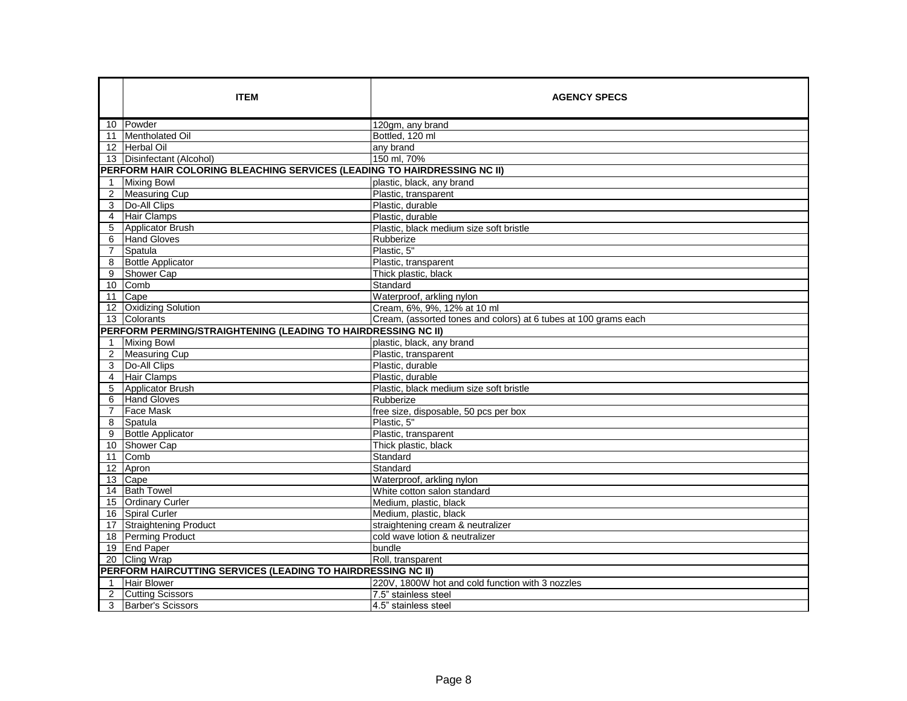|  | ITEM | AGENCY SPECS |
|---|---|---|
| 10 | Powder | 120gm, any brand |
| 11 | Mentholated Oil | Bottled, 120 ml |
| 12 | Herbal Oil | any brand |
| 13 | Disinfectant (Alcohol) | 150 ml, 70% |
| **PERFORM HAIR COLORING BLEACHING SERVICES (LEADING TO HAIRDRESSING NC II)** | | |
| 1 | Mixing Bowl | plastic, black, any brand |
| 2 | Measuring Cup | Plastic, transparent |
| 3 | Do-All Clips | Plastic, durable |
| 4 | Hair Clamps | Plastic, durable |
| 5 | Applicator Brush | Plastic, black medium size soft bristle |
| 6 | Hand Gloves | Rubberize |
| 7 | Spatula | Plastic, 5" |
| 8 | Bottle Applicator | Plastic, transparent |
| 9 | Shower Cap | Thick plastic, black |
| 10 | Comb | Standard |
| 11 | Cape | Waterproof, arkling nylon |
| 12 | Oxidizing Solution | Cream, 6%, 9%, 12% at 10 ml |
| 13 | Colorants | Cream, (assorted tones and colors) at 6 tubes at 100 grams each |
| **PERFORM PERMING/STRAIGHTENING (LEADING TO HAIRDRESSING NC II)** | | |
| 1 | Mixing Bowl | plastic, black, any brand |
| 2 | Measuring Cup | Plastic, transparent |
| 3 | Do-All Clips | Plastic, durable |
| 4 | Hair Clamps | Plastic, durable |
| 5 | Applicator Brush | Plastic, black medium size soft bristle |
| 6 | Hand Gloves | Rubberize |
| 7 | Face Mask | free size, disposable, 50 pcs per box |
| 8 | Spatula | Plastic, 5" |
| 9 | Bottle Applicator | Plastic, transparent |
| 10 | Shower Cap | Thick plastic, black |
| 11 | Comb | Standard |
| 12 | Apron | Standard |
| 13 | Cape | Waterproof, arkling nylon |
| 14 | Bath Towel | White cotton salon standard |
| 15 | Ordinary Curler | Medium, plastic, black |
| 16 | Spiral Curler | Medium, plastic, black |
| 17 | Straightening Product | straightening cream & neutralizer |
| 18 | Perming Product | cold wave lotion & neutralizer |
| 19 | End Paper | bundle |
| 20 | Cling Wrap | Roll, transparent |
| **PERFORM HAIRCUTTING SERVICES (LEADING TO HAIRDRESSING NC II)** | | |
| 1 | Hair Blower | 220V, 1800W hot and cold function with 3 nozzles |
| 2 | Cutting Scissors | 7.5" stainless steel |
| 3 | Barber's Scissors | 4.5" stainless steel |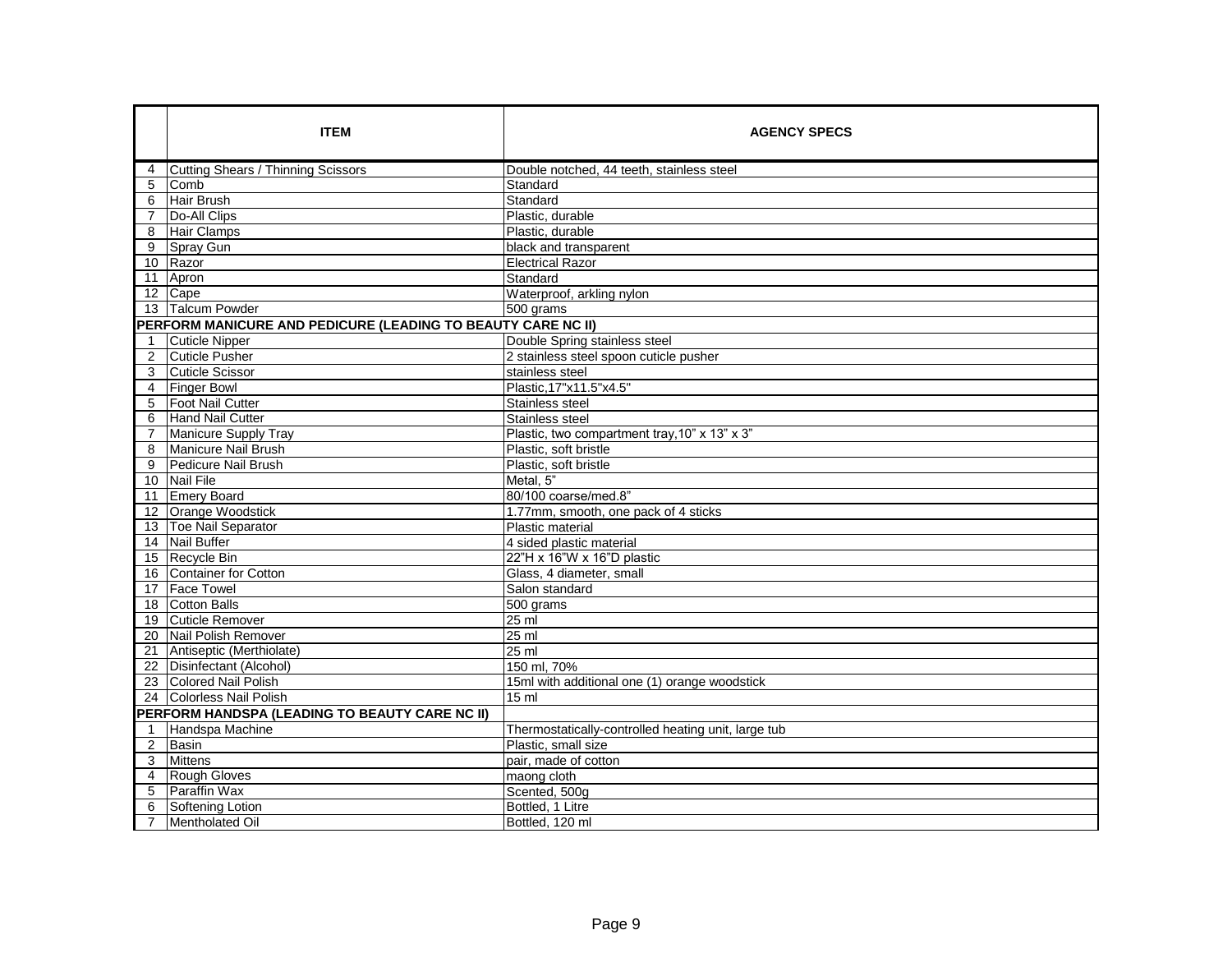|  | ITEM | AGENCY SPECS |
|---|---|---|
| 4 | Cutting Shears / Thinning Scissors | Double notched, 44 teeth, stainless steel |
| 5 | Comb | Standard |
| 6 | Hair Brush | Standard |
| 7 | Do-All Clips | Plastic, durable |
| 8 | Hair Clamps | Plastic, durable |
| 9 | Spray Gun | black and transparent |
| 10 | Razor | Electrical Razor |
| 11 | Apron | Standard |
| 12 | Cape | Waterproof, arkling nylon |
| 13 | Talcum Powder | 500 grams |
| **PERFORM MANICURE AND PEDICURE (LEADING TO BEAUTY CARE NC II)** | | |
| 1 | Cuticle Nipper | Double Spring stainless steel |
| 2 | Cuticle Pusher | 2 stainless steel spoon cuticle pusher |
| 3 | Cuticle Scissor | stainless steel |
| 4 | Finger Bowl | Plastic,17"x11.5"x4.5" |
| 5 | Foot Nail Cutter | Stainless steel |
| 6 | Hand Nail Cutter | Stainless steel |
| 7 | Manicure Supply Tray | Plastic, two compartment tray,10" x 13" x 3" |
| 8 | Manicure Nail Brush | Plastic, soft bristle |
| 9 | Pedicure Nail Brush | Plastic, soft bristle |
| 10 | Nail File | Metal, 5" |
| 11 | Emery Board | 80/100 coarse/med.8" |
| 12 | Orange Woodstick | 1.77mm, smooth, one pack of 4 sticks |
| 13 | Toe Nail Separator | Plastic material |
| 14 | Nail Buffer | 4 sided plastic material |
| 15 | Recycle Bin | 22"H x 16"W x 16"D plastic |
| 16 | Container for Cotton | Glass, 4 diameter, small |
| 17 | Face Towel | Salon standard |
| 18 | Cotton Balls | 500 grams |
| 19 | Cuticle Remover | 25 ml |
| 20 | Nail Polish Remover | 25 ml |
| 21 | Antiseptic (Merthiolate) | 25 ml |
| 22 | Disinfectant (Alcohol) | 150 ml, 70% |
| 23 | Colored Nail Polish | 15ml with additional one (1) orange woodstick |
| 24 | Colorless Nail Polish | 15 ml |
| **PERFORM HANDSPA (LEADING TO BEAUTY CARE NC II)** | | |
| 1 | Handspa Machine | Thermostatically-controlled heating unit, large tub |
| 2 | Basin | Plastic, small size |
| 3 | Mittens | pair, made of cotton |
| 4 | Rough Gloves | maong cloth |
| 5 | Paraffin Wax | Scented, 500g |
| 6 | Softening Lotion | Bottled, 1 Litre |
| 7 | Mentholated Oil | Bottled, 120 ml |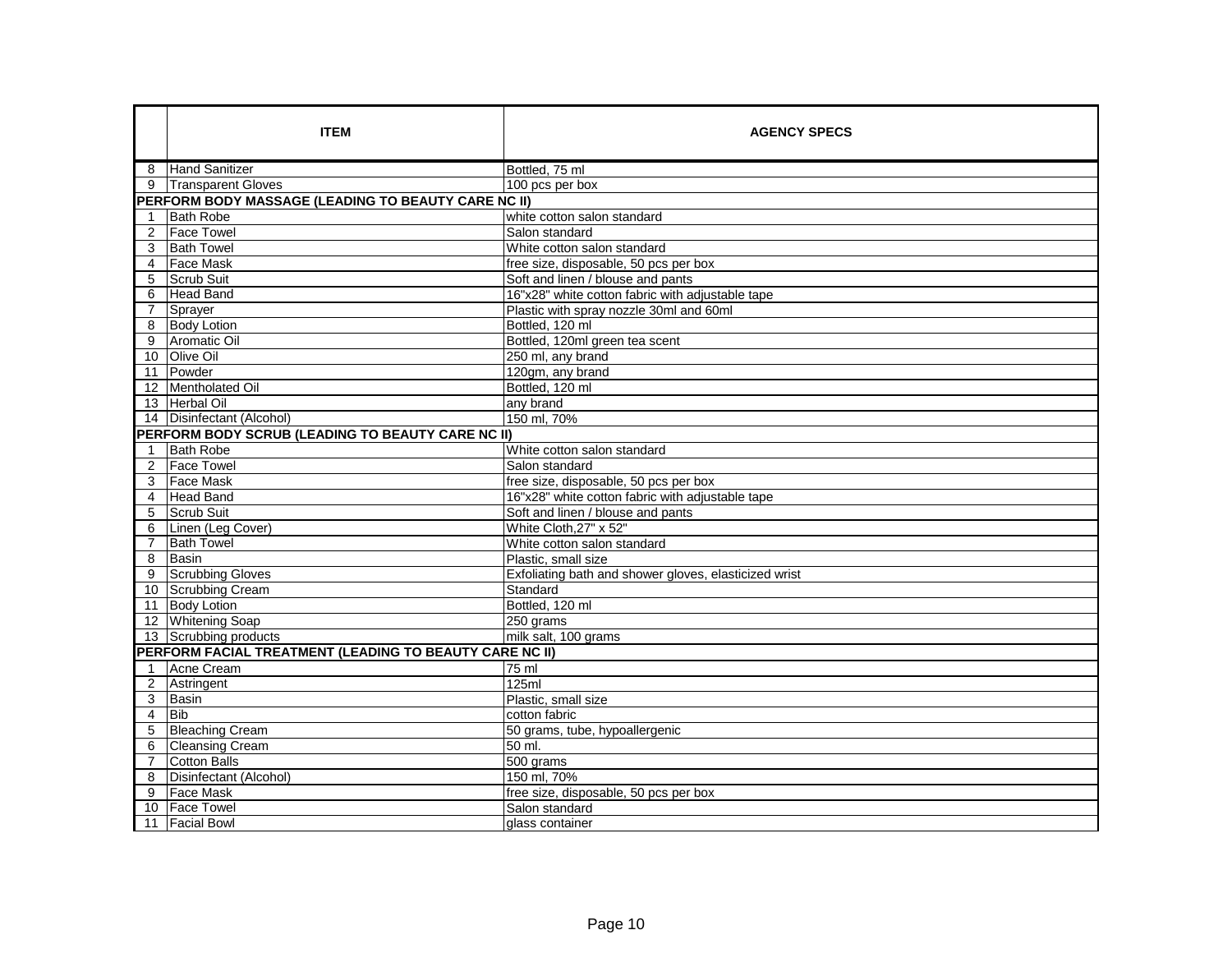| | ITEM | AGENCY SPECS |
|---|---|---|
| 8 | Hand Sanitizer | Bottled, 75 ml |
| 9 | Transparent Gloves | 100 pcs per box |
| **PERFORM BODY MASSAGE (LEADING TO BEAUTY CARE NC II)** | | |
| 1 | Bath Robe | white cotton salon standard |
| 2 | Face Towel | Salon standard |
| 3 | Bath Towel | White cotton salon standard |
| 4 | Face Mask | free size, disposable, 50 pcs per box |
| 5 | Scrub Suit | Soft and linen / blouse and pants |
| 6 | Head Band | 16"x28" white cotton fabric with adjustable tape |
| 7 | Sprayer | Plastic with spray nozzle 30ml and 60ml |
| 8 | Body Lotion | Bottled, 120 ml |
| 9 | Aromatic Oil | Bottled, 120ml green tea scent |
| 10 | Olive Oil | 250 ml, any brand |
| 11 | Powder | 120gm, any brand |
| 12 | Mentholated Oil | Bottled, 120 ml |
| 13 | Herbal Oil | any brand |
| 14 | Disinfectant (Alcohol) | 150 ml, 70% |
| **PERFORM BODY SCRUB (LEADING TO BEAUTY CARE NC II)** | | |
| 1 | Bath Robe | White cotton salon standard |
| 2 | Face Towel | Salon standard |
| 3 | Face Mask | free size, disposable, 50 pcs per box |
| 4 | Head Band | 16"x28" white cotton fabric with adjustable tape |
| 5 | Scrub Suit | Soft and linen / blouse and pants |
| 6 | Linen (Leg Cover) | White Cloth,27" x 52" |
| 7 | Bath Towel | White cotton salon standard |
| 8 | Basin | Plastic, small size |
| 9 | Scrubbing Gloves | Exfoliating bath and shower gloves, elasticized wrist |
| 10 | Scrubbing Cream | Standard |
| 11 | Body Lotion | Bottled, 120 ml |
| 12 | Whitening Soap | 250 grams |
| 13 | Scrubbing products | milk salt, 100 grams |
| **PERFORM FACIAL TREATMENT (LEADING TO BEAUTY CARE NC II)** | | |
| 1 | Acne Cream | 75 ml |
| 2 | Astringent | 125ml |
| 3 | Basin | Plastic, small size |
| 4 | Bib | cotton fabric |
| 5 | Bleaching Cream | 50 grams, tube, hypoallergenic |
| 6 | Cleansing Cream | 50 ml. |
| 7 | Cotton Balls | 500 grams |
| 8 | Disinfectant (Alcohol) | 150 ml, 70% |
| 9 | Face Mask | free size, disposable, 50 pcs per box |
| 10 | Face Towel | Salon standard |
| 11 | Facial Bowl | glass container |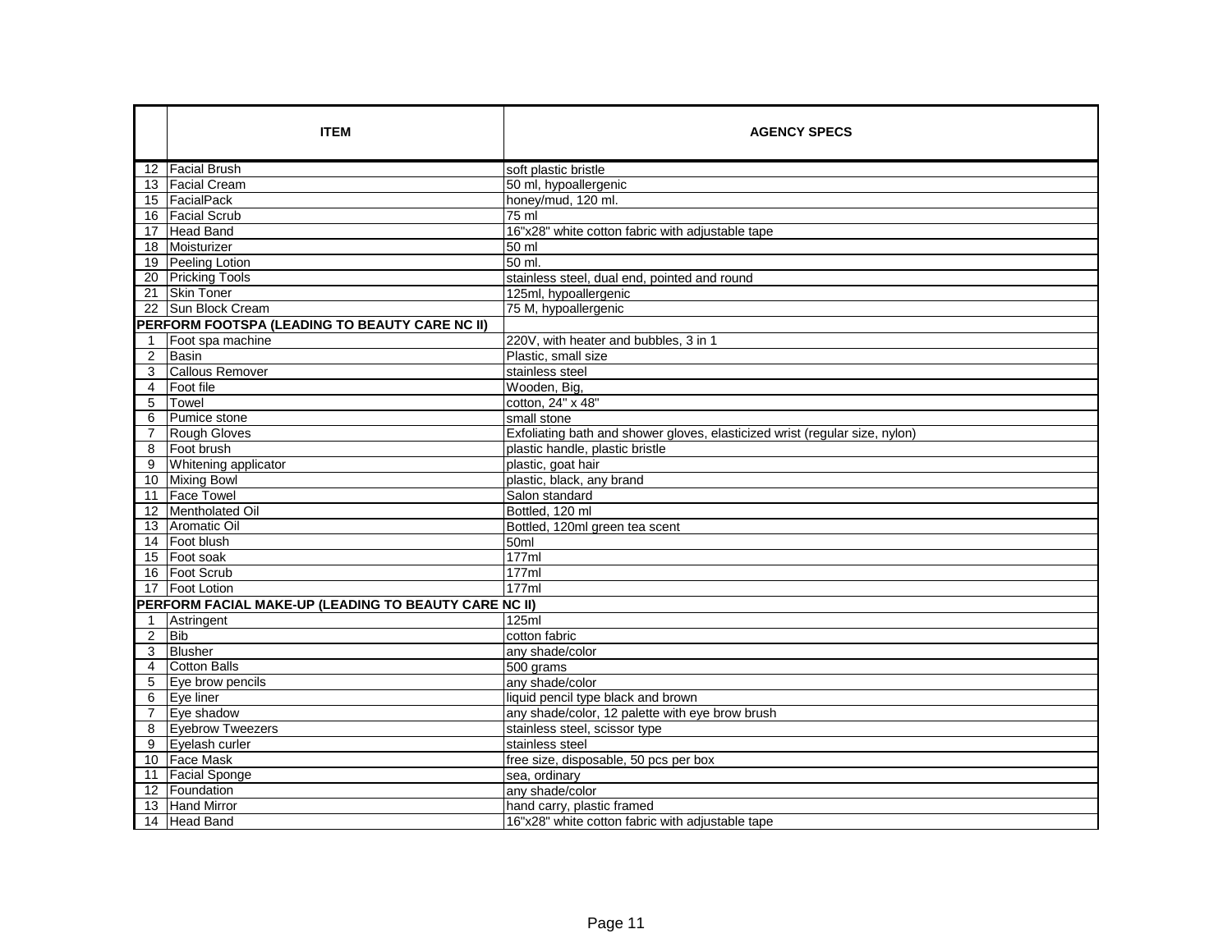| | ITEM | AGENCY SPECS |
|---|---|---|
| 12 | Facial Brush | soft plastic bristle |
| 13 | Facial Cream | 50 ml, hypoallergenic |
| 15 | FacialPack | honey/mud, 120 ml. |
| 16 | Facial Scrub | 75 ml |
| 17 | Head Band | 16"x28" white cotton fabric with adjustable tape |
| 18 | Moisturizer | 50 ml |
| 19 | Peeling Lotion | 50 ml. |
| 20 | Pricking Tools | stainless steel, dual end, pointed and round |
| 21 | Skin Toner | 125ml, hypoallergenic |
| 22 | Sun Block Cream | 75 M, hypoallergenic |
| **PERFORM FOOTSPA (LEADING TO BEAUTY CARE NC II)** | | |
| 1 | Foot spa machine | 220V, with heater and bubbles, 3 in 1 |
| 2 | Basin | Plastic, small size |
| 3 | Callous Remover | stainless steel |
| 4 | Foot file | Wooden, Big, |
| 5 | Towel | cotton, 24" x 48" |
| 6 | Pumice stone | small stone |
| 7 | Rough Gloves | Exfoliating bath and shower gloves, elasticized wrist (regular size, nylon) |
| 8 | Foot brush | plastic handle, plastic bristle |
| 9 | Whitening applicator | plastic, goat hair |
| 10 | Mixing Bowl | plastic, black, any brand |
| 11 | Face Towel | Salon standard |
| 12 | Mentholated Oil | Bottled, 120 ml |
| 13 | Aromatic Oil | Bottled, 120ml green tea scent |
| 14 | Foot blush | 50ml |
| 15 | Foot soak | 177ml |
| 16 | Foot Scrub | 177ml |
| 17 | Foot Lotion | 177ml |
| **PERFORM FACIAL MAKE-UP (LEADING TO BEAUTY CARE NC II)** | | |
| 1 | Astringent | 125ml |
| 2 | Bib | cotton fabric |
| 3 | Blusher | any shade/color |
| 4 | Cotton Balls | 500 grams |
| 5 | Eye brow pencils | any shade/color |
| 6 | Eye liner | liquid pencil type black and brown |
| 7 | Eye shadow | any shade/color, 12 palette with eye brow brush |
| 8 | Eyebrow Tweezers | stainless steel, scissor type |
| 9 | Eyelash curler | stainless steel |
| 10 | Face Mask | free size, disposable, 50 pcs per box |
| 11 | Facial Sponge | sea, ordinary |
| 12 | Foundation | any shade/color |
| 13 | Hand Mirror | hand carry, plastic framed |
| 14 | Head Band | 16"x28" white cotton fabric with adjustable tape |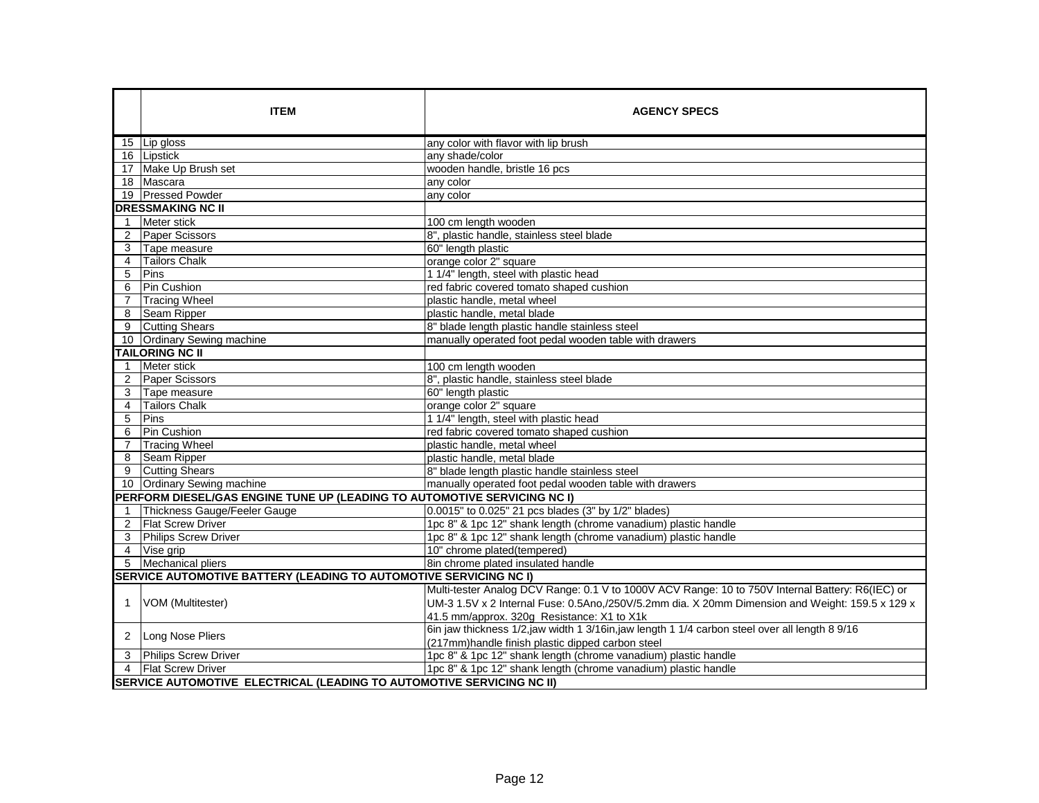|  | ITEM | AGENCY SPECS |
|---|---|---|
| 15 | Lip gloss | any color with flavor with lip brush |
| 16 | Lipstick | any shade/color |
| 17 | Make Up Brush set | wooden handle, bristle 16 pcs |
| 18 | Mascara | any color |
| 19 | Pressed Powder | any color |
| **DRESSMAKING NC II** | | |
| 1 | Meter stick | 100 cm length wooden |
| 2 | Paper Scissors | 8", plastic handle, stainless steel blade |
| 3 | Tape measure | 60" length plastic |
| 4 | Tailors Chalk | orange color 2" square |
| 5 | Pins | 1 1/4" length, steel with plastic head |
| 6 | Pin Cushion | red fabric covered tomato shaped cushion |
| 7 | Tracing Wheel | plastic handle, metal wheel |
| 8 | Seam Ripper | plastic handle, metal blade |
| 9 | Cutting Shears | 8" blade length plastic handle stainless steel |
| 10 | Ordinary Sewing machine | manually operated foot pedal wooden table with drawers |
| **TAILORING NC II** | | |
| 1 | Meter stick | 100 cm length wooden |
| 2 | Paper Scissors | 8", plastic handle, stainless steel blade |
| 3 | Tape measure | 60" length plastic |
| 4 | Tailors Chalk | orange color 2" square |
| 5 | Pins | 1 1/4" length, steel with plastic head |
| 6 | Pin Cushion | red fabric covered tomato shaped cushion |
| 7 | Tracing Wheel | plastic handle, metal wheel |
| 8 | Seam Ripper | plastic handle, metal blade |
| 9 | Cutting Shears | 8" blade length plastic handle stainless steel |
| 10 | Ordinary Sewing machine | manually operated foot pedal wooden table with drawers |
| **PERFORM DIESEL/GAS ENGINE TUNE UP (LEADING TO AUTOMOTIVE SERVICING NC I)** | | |
| 1 | Thickness Gauge/Feeler Gauge | 0.0015" to 0.025" 21 pcs blades (3" by 1/2" blades) |
| 2 | Flat Screw Driver | 1pc 8" & 1pc 12" shank length (chrome vanadium) plastic handle |
| 3 | Philips Screw Driver | 1pc 8" & 1pc 12" shank length (chrome vanadium) plastic handle |
| 4 | Vise grip | 10" chrome plated(tempered) |
| 5 | Mechanical pliers | 8in chrome plated insulated handle |
| **SERVICE AUTOMOTIVE BATTERY (LEADING TO AUTOMOTIVE SERVICING NC I)** | | |
| 1 | VOM (Multitester) | Multi-tester Analog DCV Range: 0.1 V to 1000V ACV Range: 10 to 750V Internal Battery: R6(IEC) or UM-3 1.5V x 2 Internal Fuse: 0.5Ano,/250V/5.2mm dia. X 20mm Dimension and Weight: 159.5 x 129 x 41.5 mm/approx. 320g Resistance: X1 to X1k |
| 2 | Long Nose Pliers | 6in jaw thickness 1/2,jaw width 1 3/16in,jaw length 1 1/4 carbon steel over all length 8 9/16 (217mm)handle finish plastic dipped carbon steel |
| 3 | Philips Screw Driver | 1pc 8" & 1pc 12" shank length (chrome vanadium) plastic handle |
| 4 | Flat Screw Driver | 1pc 8" & 1pc 12" shank length (chrome vanadium) plastic handle |
| **SERVICE AUTOMOTIVE ELECTRICAL (LEADING TO AUTOMOTIVE SERVICING NC II)** | | |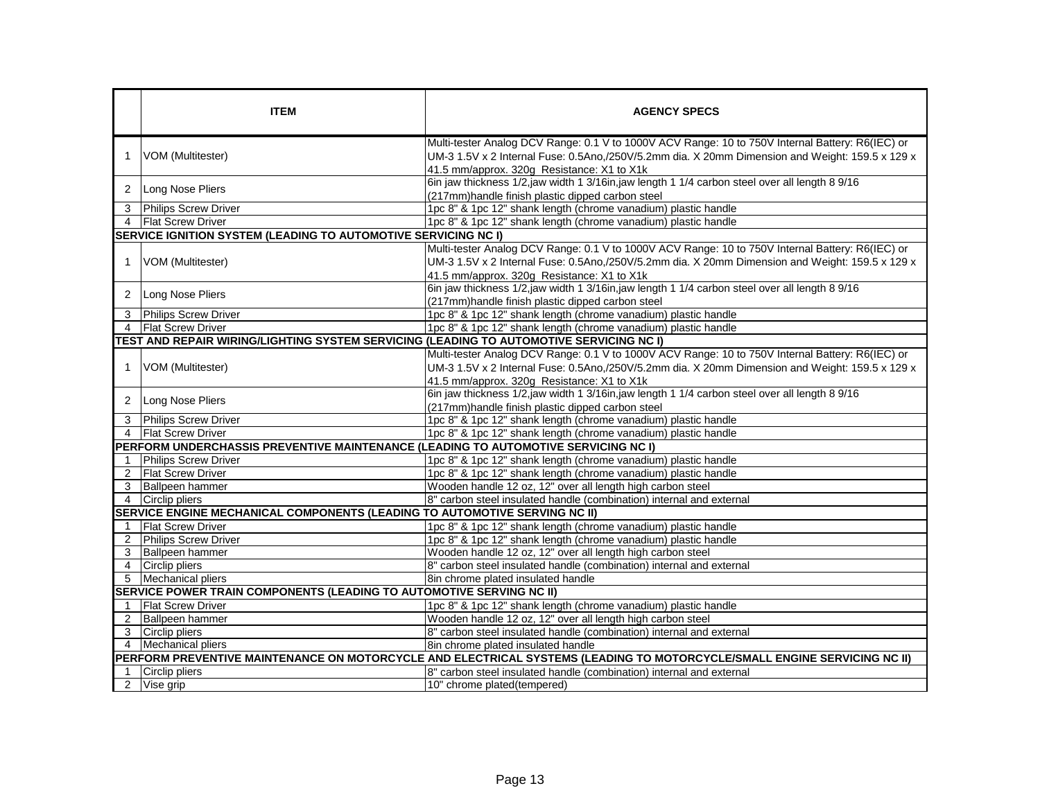| | ITEM | AGENCY SPECS |
|---|---|---|
| 1 | VOM (Multitester) | Multi-tester Analog DCV Range: 0.1 V to 1000V ACV Range: 10 to 750V Internal Battery: R6(IEC) or UM-3 1.5V x 2 Internal Fuse: 0.5Ano,/250V/5.2mm dia. X 20mm Dimension and Weight: 159.5 x 129 x 41.5 mm/approx. 320g Resistance: X1 to X1k |
| 2 | Long Nose Pliers | 6in jaw thickness 1/2,jaw width 1 3/16in,jaw length 1 1/4 carbon steel over all length 8 9/16 (217mm)handle finish plastic dipped carbon steel |
| 3 | Philips Screw Driver | 1pc 8" & 1pc 12" shank length (chrome vanadium) plastic handle |
| 4 | Flat Screw Driver | 1pc 8" & 1pc 12" shank length (chrome vanadium) plastic handle |
| **SERVICE IGNITION SYSTEM (LEADING TO AUTOMOTIVE SERVICING NC I)** | | |
| 1 | VOM (Multitester) | Multi-tester Analog DCV Range: 0.1 V to 1000V ACV Range: 10 to 750V Internal Battery: R6(IEC) or UM-3 1.5V x 2 Internal Fuse: 0.5Ano,/250V/5.2mm dia. X 20mm Dimension and Weight: 159.5 x 129 x 41.5 mm/approx. 320g Resistance: X1 to X1k |
| 2 | Long Nose Pliers | 6in jaw thickness 1/2,jaw width 1 3/16in,jaw length 1 1/4 carbon steel over all length 8 9/16 (217mm)handle finish plastic dipped carbon steel |
| 3 | Philips Screw Driver | 1pc 8" & 1pc 12" shank length (chrome vanadium) plastic handle |
| 4 | Flat Screw Driver | 1pc 8" & 1pc 12" shank length (chrome vanadium) plastic handle |
| **TEST AND REPAIR WIRING/LIGHTING SYSTEM SERVICING (LEADING TO AUTOMOTIVE SERVICING NC I)** | | |
| 1 | VOM (Multitester) | Multi-tester Analog DCV Range: 0.1 V to 1000V ACV Range: 10 to 750V Internal Battery: R6(IEC) or UM-3 1.5V x 2 Internal Fuse: 0.5Ano,/250V/5.2mm dia. X 20mm Dimension and Weight: 159.5 x 129 x 41.5 mm/approx. 320g Resistance: X1 to X1k |
| 2 | Long Nose Pliers | 6in jaw thickness 1/2,jaw width 1 3/16in,jaw length 1 1/4 carbon steel over all length 8 9/16 (217mm)handle finish plastic dipped carbon steel |
| 3 | Philips Screw Driver | 1pc 8" & 1pc 12" shank length (chrome vanadium) plastic handle |
| 4 | Flat Screw Driver | 1pc 8" & 1pc 12" shank length (chrome vanadium) plastic handle |
| **PERFORM UNDERCHASSIS PREVENTIVE MAINTENANCE (LEADING TO AUTOMOTIVE SERVICING NC I)** | | |
| 1 | Philips Screw Driver | 1pc 8" & 1pc 12" shank length (chrome vanadium) plastic handle |
| 2 | Flat Screw Driver | 1pc 8" & 1pc 12" shank length (chrome vanadium) plastic handle |
| 3 | Ballpeen hammer | Wooden handle 12 oz, 12" over all length high carbon steel |
| 4 | Circlip pliers | 8" carbon steel insulated handle (combination) internal and external |
| **SERVICE ENGINE MECHANICAL COMPONENTS (LEADING TO AUTOMOTIVE SERVING NC II)** | | |
| 1 | Flat Screw Driver | 1pc 8" & 1pc 12" shank length (chrome vanadium) plastic handle |
| 2 | Philips Screw Driver | 1pc 8" & 1pc 12" shank length (chrome vanadium) plastic handle |
| 3 | Ballpeen hammer | Wooden handle 12 oz, 12" over all length high carbon steel |
| 4 | Circlip pliers | 8" carbon steel insulated handle (combination) internal and external |
| 5 | Mechanical pliers | 8in chrome plated insulated handle |
| **SERVICE POWER TRAIN COMPONENTS (LEADING TO AUTOMOTIVE SERVING NC II)** | | |
| 1 | Flat Screw Driver | 1pc 8" & 1pc 12" shank length (chrome vanadium) plastic handle |
| 2 | Ballpeen hammer | Wooden handle 12 oz, 12" over all length high carbon steel |
| 3 | Circlip pliers | 8" carbon steel insulated handle (combination) internal and external |
| 4 | Mechanical pliers | 8in chrome plated insulated handle |
| **PERFORM PREVENTIVE MAINTENANCE ON MOTORCYCLE AND ELECTRICAL SYSTEMS (LEADING TO MOTORCYCLE/SMALL ENGINE SERVICING NC II)** | | |
| 1 | Circlip pliers | 8" carbon steel insulated handle (combination) internal and external |
| 2 | Vise grip | 10" chrome plated(tempered) |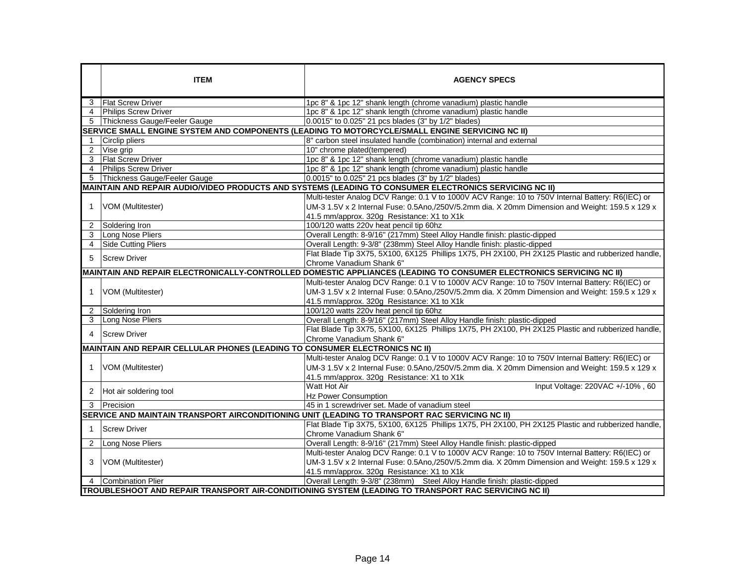|  | ITEM | AGENCY SPECS |
|---|---|---|
| 3 | Flat Screw Driver | 1pc 8" & 1pc 12" shank length (chrome vanadium) plastic handle |
| 4 | Philips Screw Driver | 1pc 8" & 1pc 12" shank length (chrome vanadium) plastic handle |
| 5 | Thickness Gauge/Feeler Gauge | 0.0015" to 0.025" 21 pcs blades (3" by 1/2" blades) |
| **SERVICE SMALL ENGINE SYSTEM AND COMPONENTS (LEADING TO MOTORCYCLE/SMALL ENGINE SERVICING NC II)** | | |
| 1 | Circlip pliers | 8" carbon steel insulated handle (combination) internal and external |
| 2 | Vise grip | 10" chrome plated(tempered) |
| 3 | Flat Screw Driver | 1pc 8" & 1pc 12" shank length (chrome vanadium) plastic handle |
| 4 | Philips Screw Driver | 1pc 8" & 1pc 12" shank length (chrome vanadium) plastic handle |
| 5 | Thickness Gauge/Feeler Gauge | 0.0015" to 0.025" 21 pcs blades (3" by 1/2" blades) |
| **MAINTAIN AND REPAIR AUDIO/VIDEO PRODUCTS AND SYSTEMS (LEADING TO CONSUMER ELECTRONICS SERVICING NC II)** | | |
| 1 | VOM (Multitester) | Multi-tester Analog DCV Range: 0.1 V to 1000V ACV Range: 10 to 750V Internal Battery: R6(IEC) or UM-3 1.5V x 2 Internal Fuse: 0.5Ano,/250V/5.2mm dia. X 20mm Dimension and Weight: 159.5 x 129 x 41.5 mm/approx. 320g Resistance: X1 to X1k |
| 2 | Soldering Iron | 100/120 watts 220v heat pencil tip 60hz |
| 3 | Long Nose Pliers | Overall Length: 8-9/16" (217mm) Steel Alloy Handle finish: plastic-dipped |
| 4 | Side Cutting Pliers | Overall Length: 9-3/8" (238mm) Steel Alloy Handle finish: plastic-dipped |
| 5 | Screw Driver | Flat Blade Tip 3X75, 5X100, 6X125 Phillips 1X75, PH 2X100, PH 2X125 Plastic and rubberized handle, Chrome Vanadium Shank 6" |
| **MAINTAIN AND REPAIR ELECTRONICALLY-CONTROLLED DOMESTIC APPLIANCES (LEADING TO CONSUMER ELECTRONICS SERVICING NC II)** | | |
| 1 | VOM (Multitester) | Multi-tester Analog DCV Range: 0.1 V to 1000V ACV Range: 10 to 750V Internal Battery: R6(IEC) or UM-3 1.5V x 2 Internal Fuse: 0.5Ano,/250V/5.2mm dia. X 20mm Dimension and Weight: 159.5 x 129 x 41.5 mm/approx. 320g Resistance: X1 to X1k |
| 2 | Soldering Iron | 100/120 watts 220v heat pencil tip 60hz |
| 3 | Long Nose Pliers | Overall Length: 8-9/16" (217mm) Steel Alloy Handle finish: plastic-dipped |
| 4 | Screw Driver | Flat Blade Tip 3X75, 5X100, 6X125 Phillips 1X75, PH 2X100, PH 2X125 Plastic and rubberized handle, Chrome Vanadium Shank 6" |
| **MAINTAIN AND REPAIR CELLULAR PHONES (LEADING TO CONSUMER ELECTRONICS NC II)** | | |
| 1 | VOM (Multitester) | Multi-tester Analog DCV Range: 0.1 V to 1000V ACV Range: 10 to 750V Internal Battery: R6(IEC) or UM-3 1.5V x 2 Internal Fuse: 0.5Ano,/250V/5.2mm dia. X 20mm Dimension and Weight: 159.5 x 129 x 41.5 mm/approx. 320g Resistance: X1 to X1k |
| 2 | Hot air soldering tool | Watt Hot Air Input Voltage: 220VAC +/-10% , 60 Hz Power Consumption |
| 3 | Precision | 45 in 1 screwdriver set. Made of vanadium steel |
| **SERVICE AND MAINTAIN TRANSPORT AIRCONDITIONING UNIT (LEADING TO TRANSPORT RAC SERVICING NC II)** | | |
| 1 | Screw Driver | Flat Blade Tip 3X75, 5X100, 6X125 Phillips 1X75, PH 2X100, PH 2X125 Plastic and rubberized handle, Chrome Vanadium Shank 6" |
| 2 | Long Nose Pliers | Overall Length: 8-9/16" (217mm) Steel Alloy Handle finish: plastic-dipped |
| 3 | VOM (Multitester) | Multi-tester Analog DCV Range: 0.1 V to 1000V ACV Range: 10 to 750V Internal Battery: R6(IEC) or UM-3 1.5V x 2 Internal Fuse: 0.5Ano,/250V/5.2mm dia. X 20mm Dimension and Weight: 159.5 x 129 x 41.5 mm/approx. 320g Resistance: X1 to X1k |
| 4 | Combination Plier | Overall Length: 9-3/8" (238mm) Steel Alloy Handle finish: plastic-dipped |
| **TROUBLESHOOT AND REPAIR TRANSPORT AIR-CONDITIONING SYSTEM (LEADING TO TRANSPORT RAC SERVICING NC II)** | | |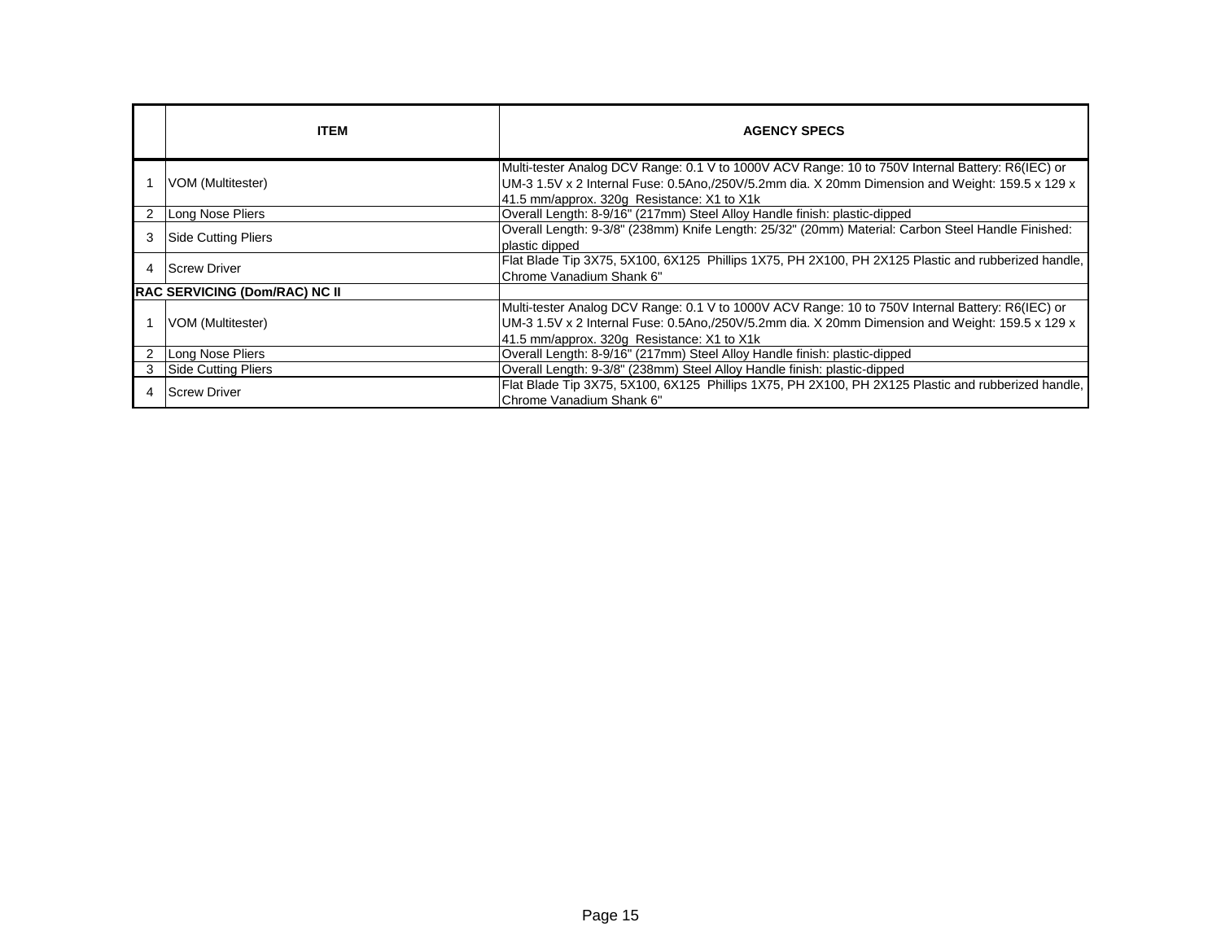| | ITEM | AGENCY SPECS |
|---|---|---|
| 1 | VOM (Multitester) | Multi-tester Analog DCV Range: 0.1 V to 1000V ACV Range: 10 to 750V Internal Battery: R6(IEC) or UM-3 1.5V x 2 Internal Fuse: 0.5Ano,/250V/5.2mm dia. X 20mm Dimension and Weight: 159.5 x 129 x 41.5 mm/approx. 320g Resistance: X1 to X1k |
| 2 | Long Nose Pliers | Overall Length: 8-9/16" (217mm) Steel Alloy Handle finish: plastic-dipped |
| 3 | Side Cutting Pliers | Overall Length: 9-3/8" (238mm) Knife Length: 25/32" (20mm) Material: Carbon Steel Handle Finished: plastic dipped |
| 4 | Screw Driver | Flat Blade Tip 3X75, 5X100, 6X125 Phillips 1X75, PH 2X100, PH 2X125 Plastic and rubberized handle, Chrome Vanadium Shank 6" |
| **RAC SERVICING (Dom/RAC) NC II** | | |
| 1 | VOM (Multitester) | Multi-tester Analog DCV Range: 0.1 V to 1000V ACV Range: 10 to 750V Internal Battery: R6(IEC) or UM-3 1.5V x 2 Internal Fuse: 0.5Ano,/250V/5.2mm dia. X 20mm Dimension and Weight: 159.5 x 129 x 41.5 mm/approx. 320g Resistance: X1 to X1k |
| 2 | Long Nose Pliers | Overall Length: 8-9/16" (217mm) Steel Alloy Handle finish: plastic-dipped |
| 3 | Side Cutting Pliers | Overall Length: 9-3/8" (238mm) Steel Alloy Handle finish: plastic-dipped |
| 4 | Screw Driver | Flat Blade Tip 3X75, 5X100, 6X125 Phillips 1X75, PH 2X100, PH 2X125 Plastic and rubberized handle, Chrome Vanadium Shank 6" |